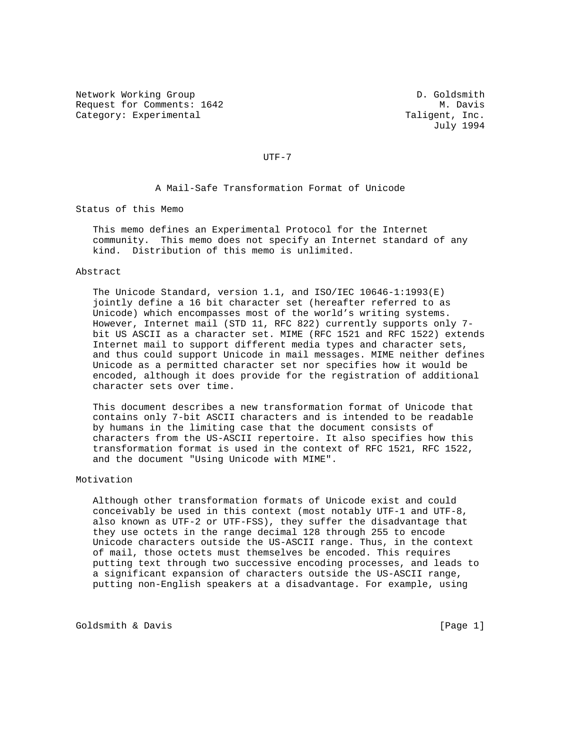Network Working Group D. Goldsmith
Request for Comments: 1642 M. Davis
Category: Experimental Taligent, Inc.
July 1994

# UTF-7

## A Mail-Safe Transformation Format of Unicode

### Status of this Memo

This memo defines an Experimental Protocol for the Internet community. This memo does not specify an Internet standard of any kind. Distribution of this memo is unlimited.

### Abstract

The Unicode Standard, version 1.1, and ISO/IEC 10646-1:1993(E) jointly define a 16 bit character set (hereafter referred to as Unicode) which encompasses most of the world's writing systems. However, Internet mail (STD 11, RFC 822) currently supports only 7-bit US ASCII as a character set. MIME (RFC 1521 and RFC 1522) extends Internet mail to support different media types and character sets, and thus could support Unicode in mail messages. MIME neither defines Unicode as a permitted character set nor specifies how it would be encoded, although it does provide for the registration of additional character sets over time.

This document describes a new transformation format of Unicode that contains only 7-bit ASCII characters and is intended to be readable by humans in the limiting case that the document consists of characters from the US-ASCII repertoire. It also specifies how this transformation format is used in the context of RFC 1521, RFC 1522, and the document "Using Unicode with MIME".

### Motivation

Although other transformation formats of Unicode exist and could conceivably be used in this context (most notably UTF-1 and UTF-8, also known as UTF-2 or UTF-FSS), they suffer the disadvantage that they use octets in the range decimal 128 through 255 to encode Unicode characters outside the US-ASCII range. Thus, in the context of mail, those octets must themselves be encoded. This requires putting text through two successive encoding processes, and leads to a significant expansion of characters outside the US-ASCII range, putting non-English speakers at a disadvantage. For example, using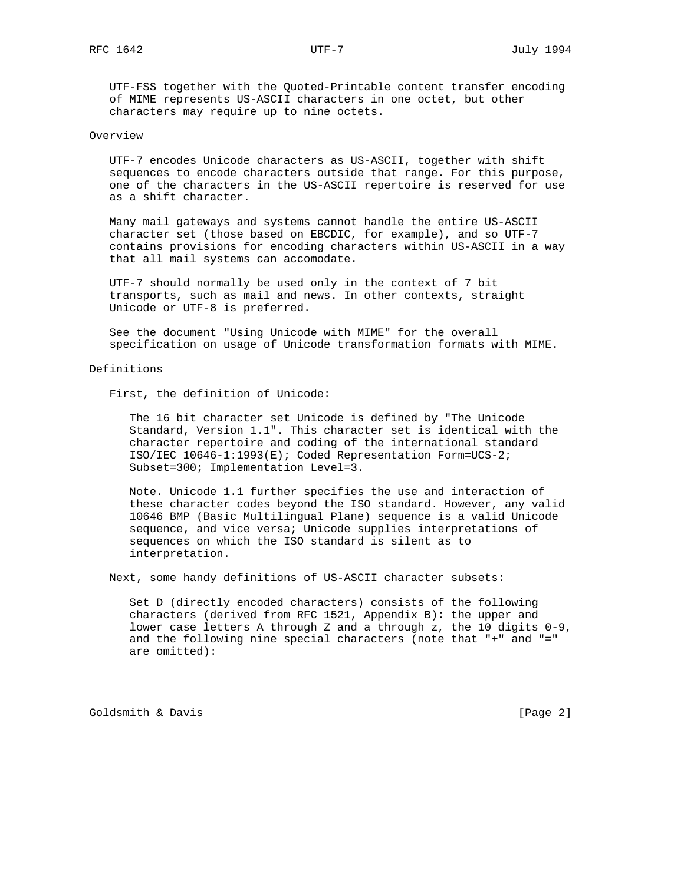UTF-FSS together with the Quoted-Printable content transfer encoding of MIME represents US-ASCII characters in one octet, but other characters may require up to nine octets.

## Overview

UTF-7 encodes Unicode characters as US-ASCII, together with shift sequences to encode characters outside that range. For this purpose, one of the characters in the US-ASCII repertoire is reserved for use as a shift character.

Many mail gateways and systems cannot handle the entire US-ASCII character set (those based on EBCDIC, for example), and so UTF-7 contains provisions for encoding characters within US-ASCII in a way that all mail systems can accomodate.

UTF-7 should normally be used only in the context of 7 bit transports, such as mail and news. In other contexts, straight Unicode or UTF-8 is preferred.

See the document "Using Unicode with MIME" for the overall specification on usage of Unicode transformation formats with MIME.

## Definitions

First, the definition of Unicode:

> The 16 bit character set Unicode is defined by "The Unicode Standard, Version 1.1". This character set is identical with the character repertoire and coding of the international standard ISO/IEC 10646-1:1993(E); Coded Representation Form=UCS-2; Subset=300; Implementation Level=3.
>
> Note. Unicode 1.1 further specifies the use and interaction of these character codes beyond the ISO standard. However, any valid 10646 BMP (Basic Multilingual Plane) sequence is a valid Unicode sequence, and vice versa; Unicode supplies interpretations of sequences on which the ISO standard is silent as to interpretation.

Next, some handy definitions of US-ASCII character subsets:

> Set D (directly encoded characters) consists of the following characters (derived from RFC 1521, Appendix B): the upper and lower case letters A through Z and a through z, the 10 digits 0-9, and the following nine special characters (note that "+" and "=" are omitted):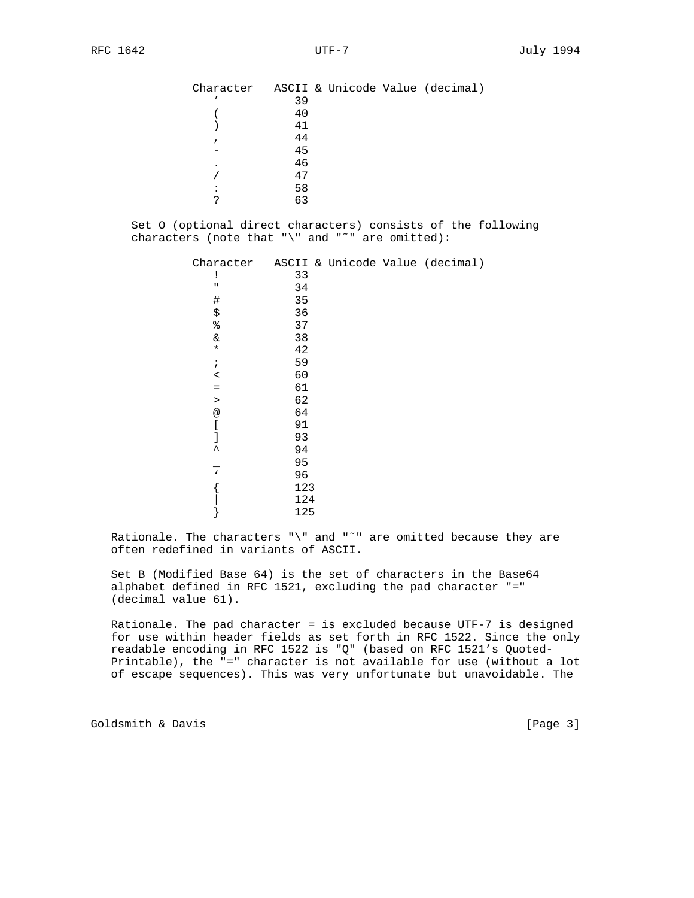| Character | ASCII & Unicode Value (decimal) |
|---|---|
| ' | 39 |
| ( | 40 |
| ) | 41 |
| , | 44 |
| - | 45 |
| . | 46 |
| / | 47 |
| : | 58 |
| ? | 63 |

Set O (optional direct characters) consists of the following characters (note that "\" and "~" are omitted):

| Character | ASCII & Unicode Value (decimal) |
|---|---|
| ! | 33 |
| " | 34 |
| # | 35 |
| $ | 36 |
| % | 37 |
| & | 38 |
| * | 42 |
| ; | 59 |
| < | 60 |
| = | 61 |
| > | 62 |
| @ | 64 |
| [ | 91 |
| ] | 93 |
| ^ | 94 |
| _ | 95 |
| ` | 96 |
| { | 123 |
| \| | 124 |
| } | 125 |

Rationale. The characters "\" and "~" are omitted because they are often redefined in variants of ASCII.

Set B (Modified Base 64) is the set of characters in the Base64 alphabet defined in RFC 1521, excluding the pad character "=" (decimal value 61).

Rationale. The pad character = is excluded because UTF-7 is designed for use within header fields as set forth in RFC 1522. Since the only readable encoding in RFC 1522 is "Q" (based on RFC 1521's Quoted-Printable), the "=" character is not available for use (without a lot of escape sequences). This was very unfortunate but unavoidable. The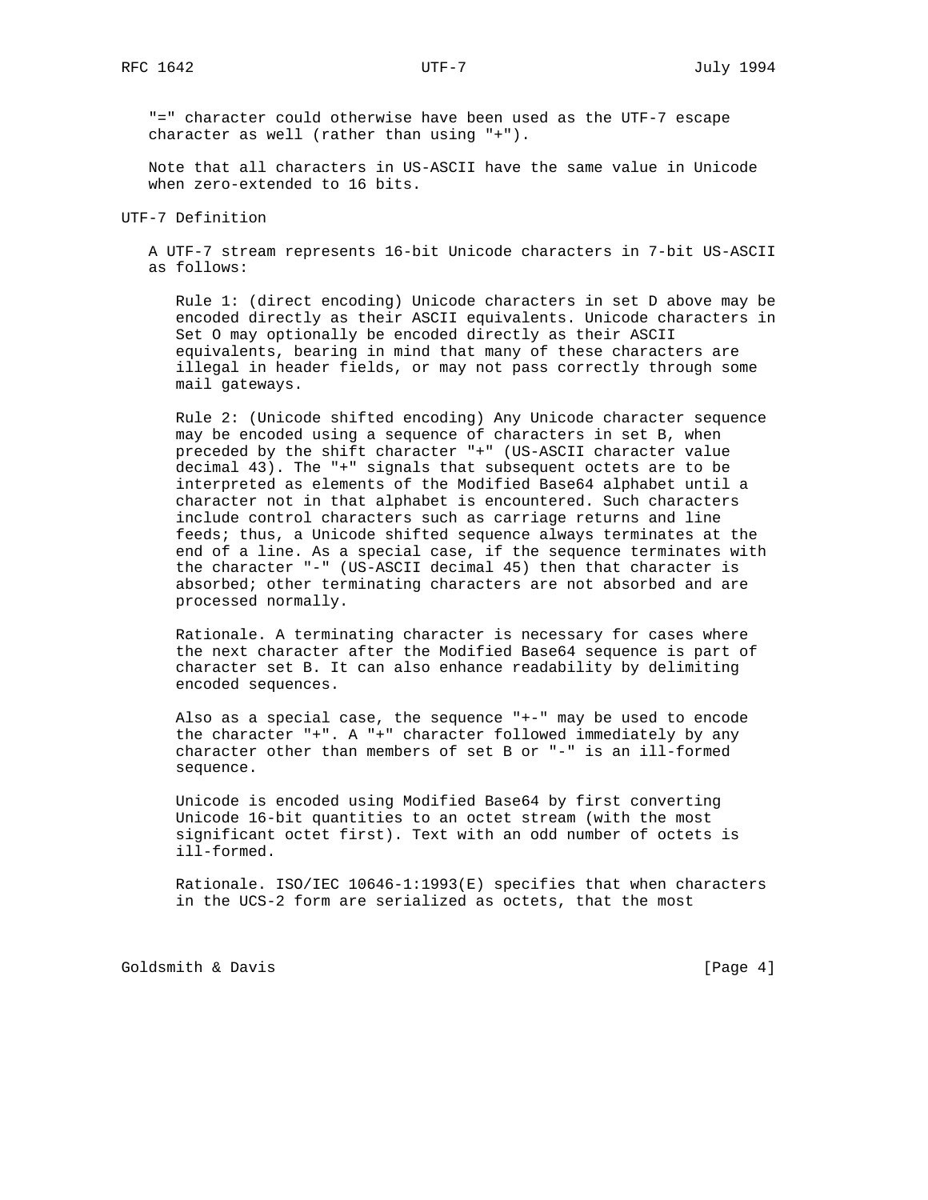"=" character could otherwise have been used as the UTF-7 escape character as well (rather than using "+").

Note that all characters in US-ASCII have the same value in Unicode when zero-extended to 16 bits.

## UTF-7 Definition

A UTF-7 stream represents 16-bit Unicode characters in 7-bit US-ASCII as follows:

Rule 1: (direct encoding) Unicode characters in set D above may be encoded directly as their ASCII equivalents. Unicode characters in Set O may optionally be encoded directly as their ASCII equivalents, bearing in mind that many of these characters are illegal in header fields, or may not pass correctly through some mail gateways.

Rule 2: (Unicode shifted encoding) Any Unicode character sequence may be encoded using a sequence of characters in set B, when preceded by the shift character "+" (US-ASCII character value decimal 43). The "+" signals that subsequent octets are to be interpreted as elements of the Modified Base64 alphabet until a character not in that alphabet is encountered. Such characters include control characters such as carriage returns and line feeds; thus, a Unicode shifted sequence always terminates at the end of a line. As a special case, if the sequence terminates with the character "-" (US-ASCII decimal 45) then that character is absorbed; other terminating characters are not absorbed and are processed normally.

Rationale. A terminating character is necessary for cases where the next character after the Modified Base64 sequence is part of character set B. It can also enhance readability by delimiting encoded sequences.

Also as a special case, the sequence "+-" may be used to encode the character "+". A "+" character followed immediately by any character other than members of set B or "-" is an ill-formed sequence.

Unicode is encoded using Modified Base64 by first converting Unicode 16-bit quantities to an octet stream (with the most significant octet first). Text with an odd number of octets is ill-formed.

Rationale. ISO/IEC 10646-1:1993(E) specifies that when characters in the UCS-2 form are serialized as octets, that the most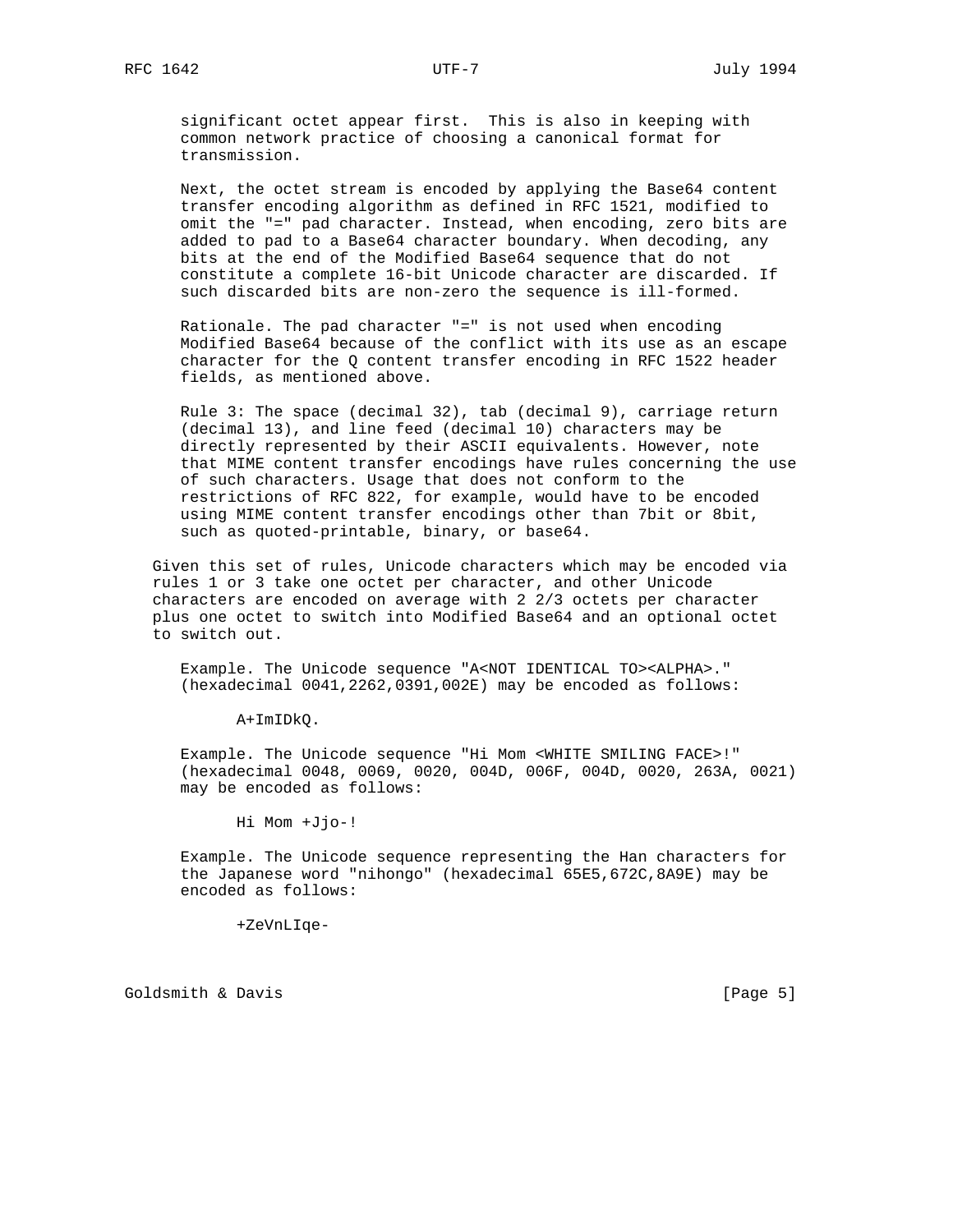significant octet appear first. This is also in keeping with common network practice of choosing a canonical format for transmission.

Next, the octet stream is encoded by applying the Base64 content transfer encoding algorithm as defined in RFC 1521, modified to omit the "=" pad character. Instead, when encoding, zero bits are added to pad to a Base64 character boundary. When decoding, any bits at the end of the Modified Base64 sequence that do not constitute a complete 16-bit Unicode character are discarded. If such discarded bits are non-zero the sequence is ill-formed.

Rationale. The pad character "=" is not used when encoding Modified Base64 because of the conflict with its use as an escape character for the Q content transfer encoding in RFC 1522 header fields, as mentioned above.

Rule 3: The space (decimal 32), tab (decimal 9), carriage return (decimal 13), and line feed (decimal 10) characters may be directly represented by their ASCII equivalents. However, note that MIME content transfer encodings have rules concerning the use of such characters. Usage that does not conform to the restrictions of RFC 822, for example, would have to be encoded using MIME content transfer encodings other than 7bit or 8bit, such as quoted-printable, binary, or base64.

Given this set of rules, Unicode characters which may be encoded via rules 1 or 3 take one octet per character, and other Unicode characters are encoded on average with 2 2/3 octets per character plus one octet to switch into Modified Base64 and an optional octet to switch out.

Example. The Unicode sequence "A<NOT IDENTICAL TO><ALPHA>." (hexadecimal 0041,2262,0391,002E) may be encoded as follows:

```
A+ImIDkQ.
```

Example. The Unicode sequence "Hi Mom <WHITE SMILING FACE>!" (hexadecimal 0048, 0069, 0020, 004D, 006F, 004D, 0020, 263A, 0021) may be encoded as follows:

```
Hi Mom +Jjo-!
```

Example. The Unicode sequence representing the Han characters for the Japanese word "nihongo" (hexadecimal 65E5,672C,8A9E) may be encoded as follows:

```
+ZeVnLIqe-
```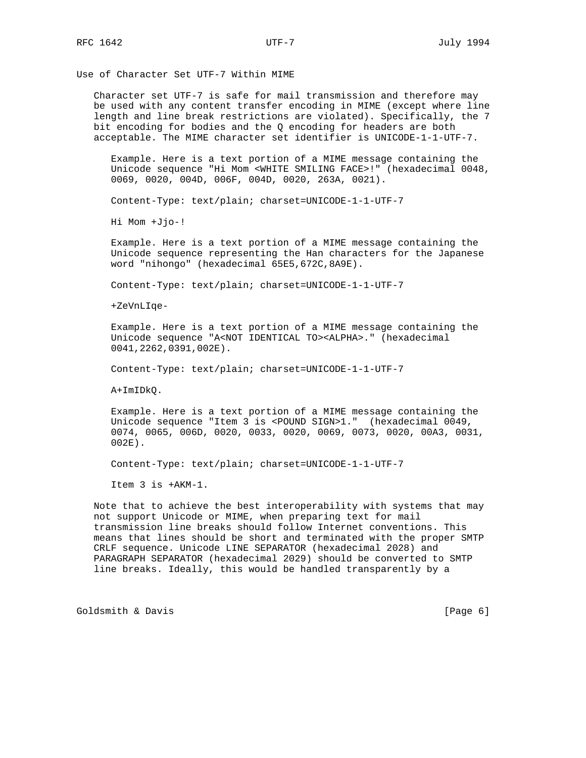## Use of Character Set UTF-7 Within MIME

Character set UTF-7 is safe for mail transmission and therefore may be used with any content transfer encoding in MIME (except where line length and line break restrictions are violated). Specifically, the 7 bit encoding for bodies and the Q encoding for headers are both acceptable. The MIME character set identifier is UNICODE-1-1-UTF-7.

Example. Here is a text portion of a MIME message containing the Unicode sequence "Hi Mom <WHITE SMILING FACE>!" (hexadecimal 0048, 0069, 0020, 004D, 006F, 004D, 0020, 263A, 0021).

```
Content-Type: text/plain; charset=UNICODE-1-1-UTF-7

Hi Mom +Jjo-!
```

Example. Here is a text portion of a MIME message containing the Unicode sequence representing the Han characters for the Japanese word "nihongo" (hexadecimal 65E5,672C,8A9E).

```
Content-Type: text/plain; charset=UNICODE-1-1-UTF-7

+ZeVnLIqe-
```

Example. Here is a text portion of a MIME message containing the Unicode sequence "A<NOT IDENTICAL TO><ALPHA>." (hexadecimal 0041,2262,0391,002E).

```
Content-Type: text/plain; charset=UNICODE-1-1-UTF-7

A+ImIDkQ.
```

Example. Here is a text portion of a MIME message containing the Unicode sequence "Item 3 is <POUND SIGN>1." (hexadecimal 0049, 0074, 0065, 006D, 0020, 0033, 0020, 0069, 0073, 0020, 00A3, 0031, 002E).

```
Content-Type: text/plain; charset=UNICODE-1-1-UTF-7

Item 3 is +AKM-1.
```

Note that to achieve the best interoperability with systems that may not support Unicode or MIME, when preparing text for mail transmission line breaks should follow Internet conventions. This means that lines should be short and terminated with the proper SMTP CRLF sequence. Unicode LINE SEPARATOR (hexadecimal 2028) and PARAGRAPH SEPARATOR (hexadecimal 2029) should be converted to SMTP line breaks. Ideally, this would be handled transparently by a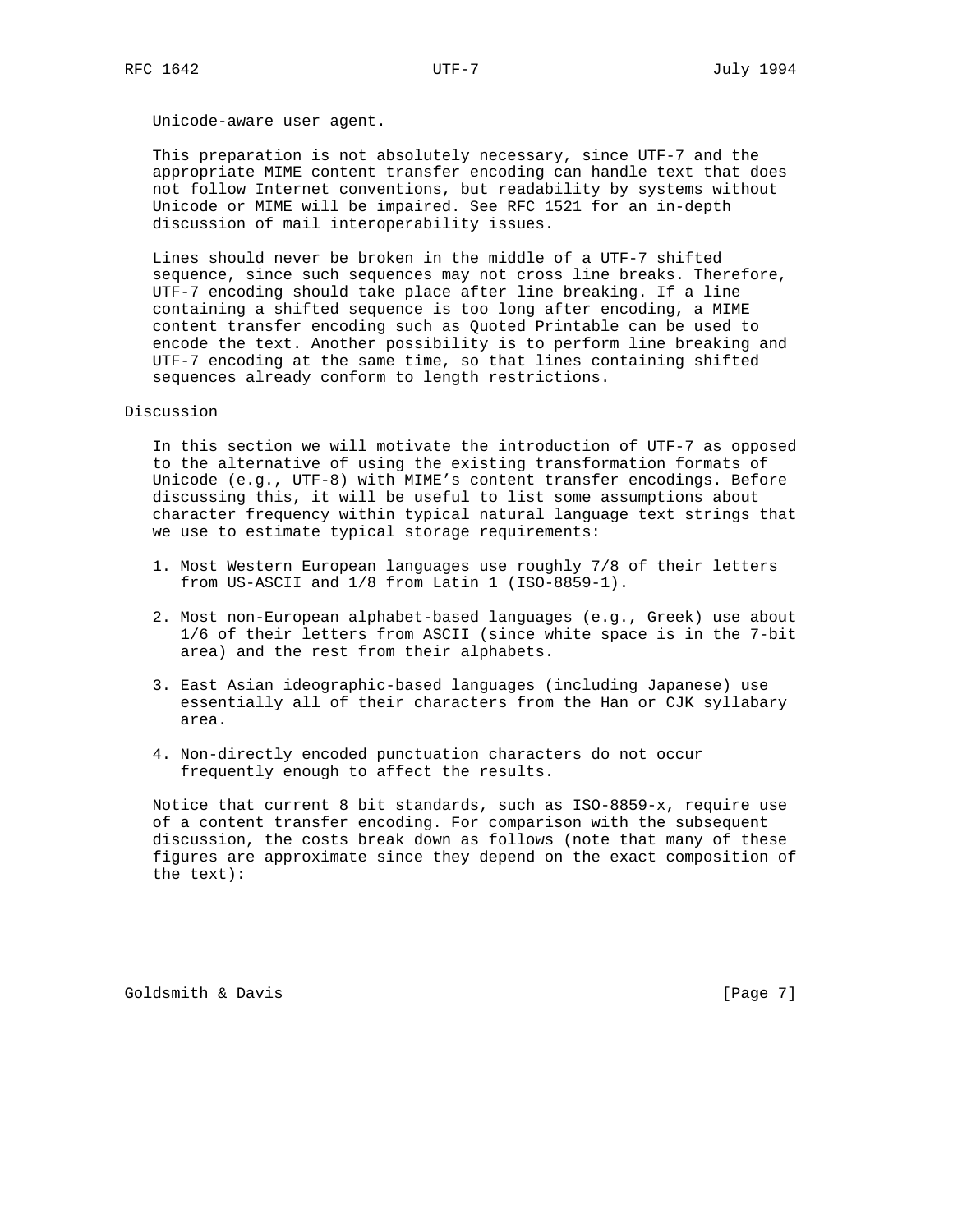Unicode-aware user agent.

This preparation is not absolutely necessary, since UTF-7 and the appropriate MIME content transfer encoding can handle text that does not follow Internet conventions, but readability by systems without Unicode or MIME will be impaired. See RFC 1521 for an in-depth discussion of mail interoperability issues.

Lines should never be broken in the middle of a UTF-7 shifted sequence, since such sequences may not cross line breaks. Therefore, UTF-7 encoding should take place after line breaking. If a line containing a shifted sequence is too long after encoding, a MIME content transfer encoding such as Quoted Printable can be used to encode the text. Another possibility is to perform line breaking and UTF-7 encoding at the same time, so that lines containing shifted sequences already conform to length restrictions.

## Discussion

In this section we will motivate the introduction of UTF-7 as opposed to the alternative of using the existing transformation formats of Unicode (e.g., UTF-8) with MIME's content transfer encodings. Before discussing this, it will be useful to list some assumptions about character frequency within typical natural language text strings that we use to estimate typical storage requirements:

1. Most Western European languages use roughly 7/8 of their letters from US-ASCII and 1/8 from Latin 1 (ISO-8859-1).

2. Most non-European alphabet-based languages (e.g., Greek) use about 1/6 of their letters from ASCII (since white space is in the 7-bit area) and the rest from their alphabets.

3. East Asian ideographic-based languages (including Japanese) use essentially all of their characters from the Han or CJK syllabary area.

4. Non-directly encoded punctuation characters do not occur frequently enough to affect the results.

Notice that current 8 bit standards, such as ISO-8859-x, require use of a content transfer encoding. For comparison with the subsequent discussion, the costs break down as follows (note that many of these figures are approximate since they depend on the exact composition of the text):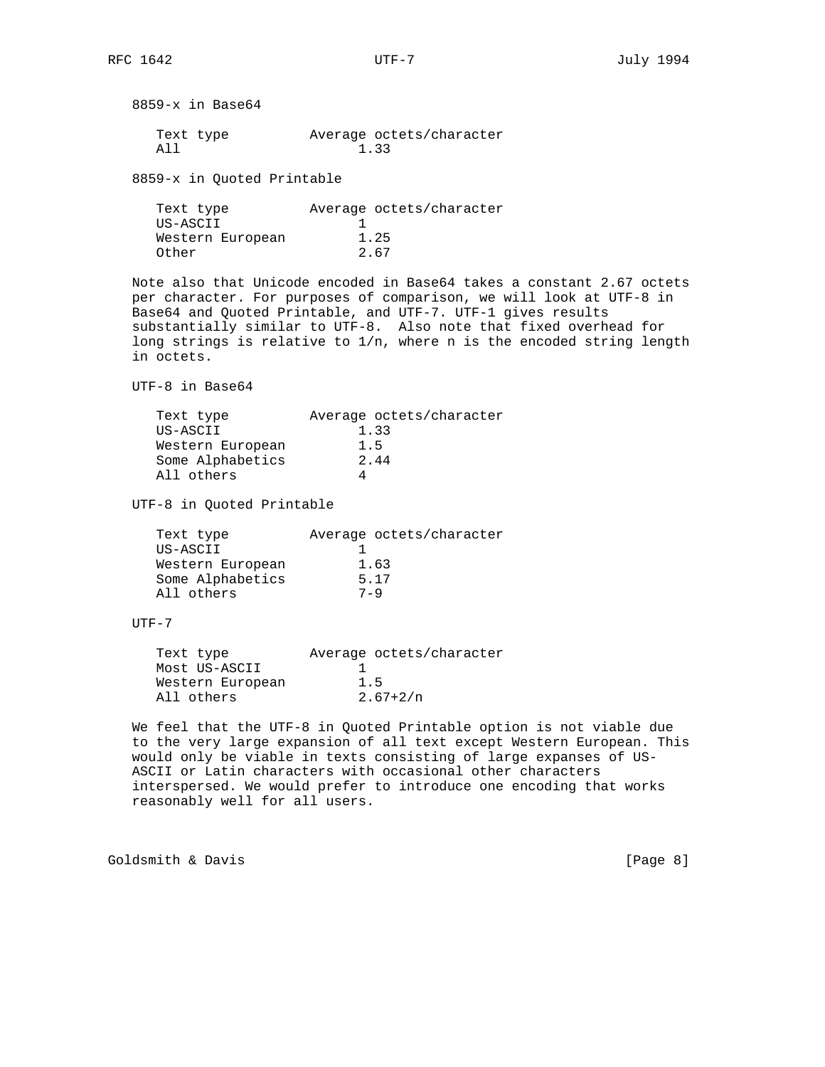8859-x in Base64

| Text type | Average octets/character |
|---|---|
| All | 1.33 |

8859-x in Quoted Printable

| Text type | Average octets/character |
|---|---|
| US-ASCII | 1 |
| Western European | 1.25 |
| Other | 2.67 |

Note also that Unicode encoded in Base64 takes a constant 2.67 octets per character. For purposes of comparison, we will look at UTF-8 in Base64 and Quoted Printable, and UTF-7. UTF-1 gives results substantially similar to UTF-8. Also note that fixed overhead for long strings is relative to 1/n, where n is the encoded string length in octets.

UTF-8 in Base64

| Text type | Average octets/character |
|---|---|
| US-ASCII | 1.33 |
| Western European | 1.5 |
| Some Alphabetics | 2.44 |
| All others | 4 |

UTF-8 in Quoted Printable

| Text type | Average octets/character |
|---|---|
| US-ASCII | 1 |
| Western European | 1.63 |
| Some Alphabetics | 5.17 |
| All others | 7-9 |

UTF-7

| Text type | Average octets/character |
|---|---|
| Most US-ASCII | 1 |
| Western European | 1.5 |
| All others | 2.67+2/n |

We feel that the UTF-8 in Quoted Printable option is not viable due to the very large expansion of all text except Western European. This would only be viable in texts consisting of large expanses of US-ASCII or Latin characters with occasional other characters interspersed. We would prefer to introduce one encoding that works reasonably well for all users.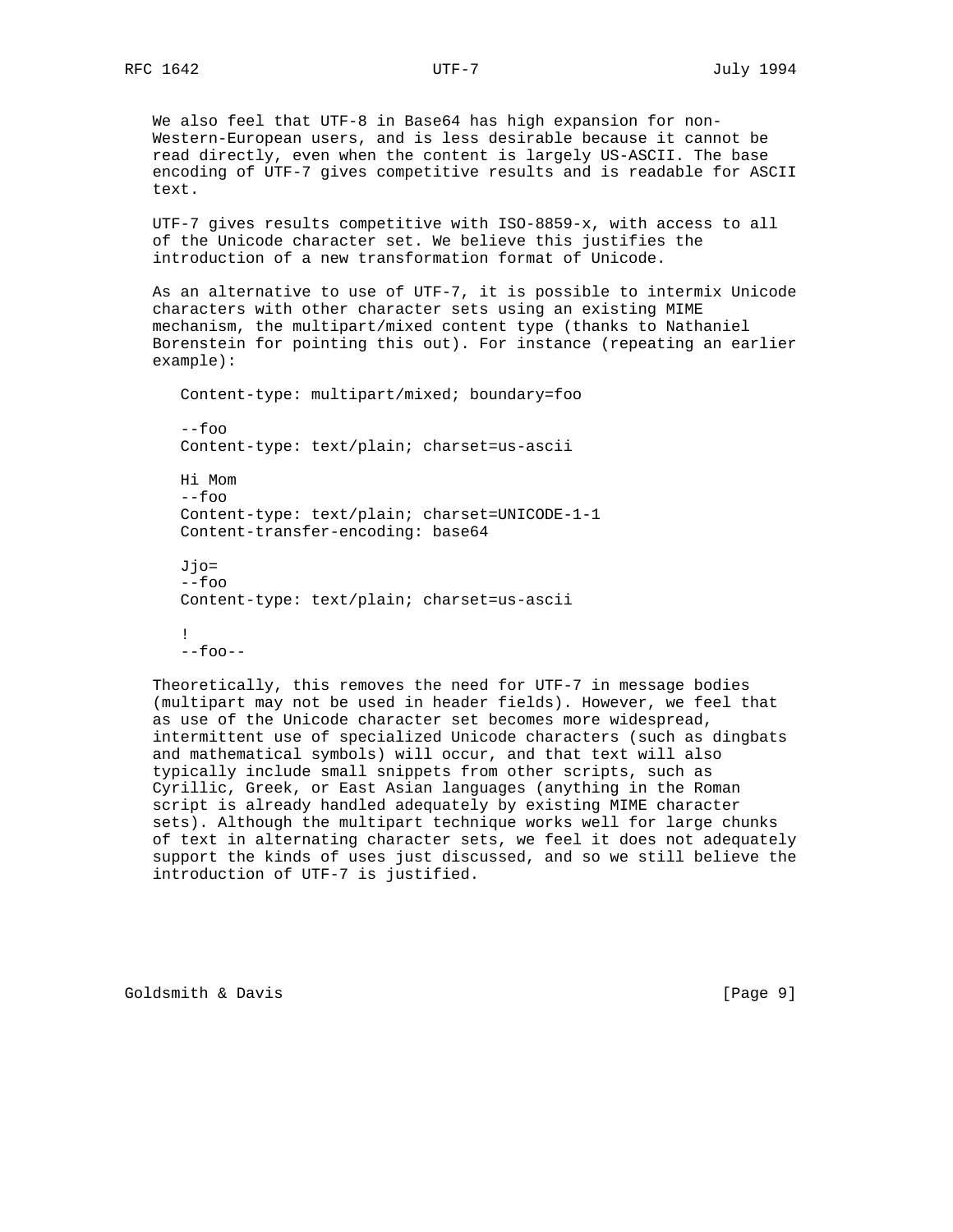We also feel that UTF-8 in Base64 has high expansion for non-Western-European users, and is less desirable because it cannot be read directly, even when the content is largely US-ASCII. The base encoding of UTF-7 gives competitive results and is readable for ASCII text.

UTF-7 gives results competitive with ISO-8859-x, with access to all of the Unicode character set. We believe this justifies the introduction of a new transformation format of Unicode.

As an alternative to use of UTF-7, it is possible to intermix Unicode characters with other character sets using an existing MIME mechanism, the multipart/mixed content type (thanks to Nathaniel Borenstein for pointing this out). For instance (repeating an earlier example):

```
Content-type: multipart/mixed; boundary=foo

--foo
Content-type: text/plain; charset=us-ascii

Hi Mom
--foo
Content-type: text/plain; charset=UNICODE-1-1
Content-transfer-encoding: base64

Jjo=
--foo
Content-type: text/plain; charset=us-ascii

!
--foo--
```

Theoretically, this removes the need for UTF-7 in message bodies (multipart may not be used in header fields). However, we feel that as use of the Unicode character set becomes more widespread, intermittent use of specialized Unicode characters (such as dingbats and mathematical symbols) will occur, and that text will also typically include small snippets from other scripts, such as Cyrillic, Greek, or East Asian languages (anything in the Roman script is already handled adequately by existing MIME character sets). Although the multipart technique works well for large chunks of text in alternating character sets, we feel it does not adequately support the kinds of uses just discussed, and so we still believe the introduction of UTF-7 is justified.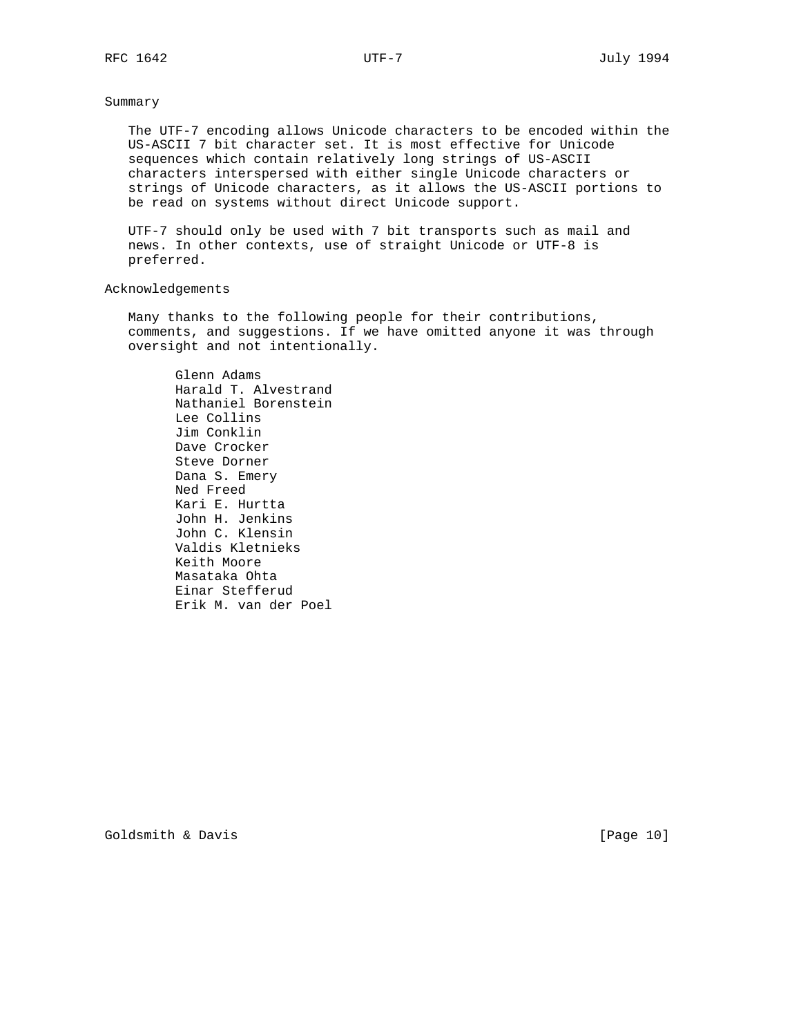## Summary

The UTF-7 encoding allows Unicode characters to be encoded within the US-ASCII 7 bit character set. It is most effective for Unicode sequences which contain relatively long strings of US-ASCII characters interspersed with either single Unicode characters or strings of Unicode characters, as it allows the US-ASCII portions to be read on systems without direct Unicode support.

UTF-7 should only be used with 7 bit transports such as mail and news. In other contexts, use of straight Unicode or UTF-8 is preferred.

## Acknowledgements

Many thanks to the following people for their contributions, comments, and suggestions. If we have omitted anyone it was through oversight and not intentionally.

- Glenn Adams
- Harald T. Alvestrand
- Nathaniel Borenstein
- Lee Collins
- Jim Conklin
- Dave Crocker
- Steve Dorner
- Dana S. Emery
- Ned Freed
- Kari E. Hurtta
- John H. Jenkins
- John C. Klensin
- Valdis Kletnieks
- Keith Moore
- Masataka Ohta
- Einar Stefferud
- Erik M. van der Poel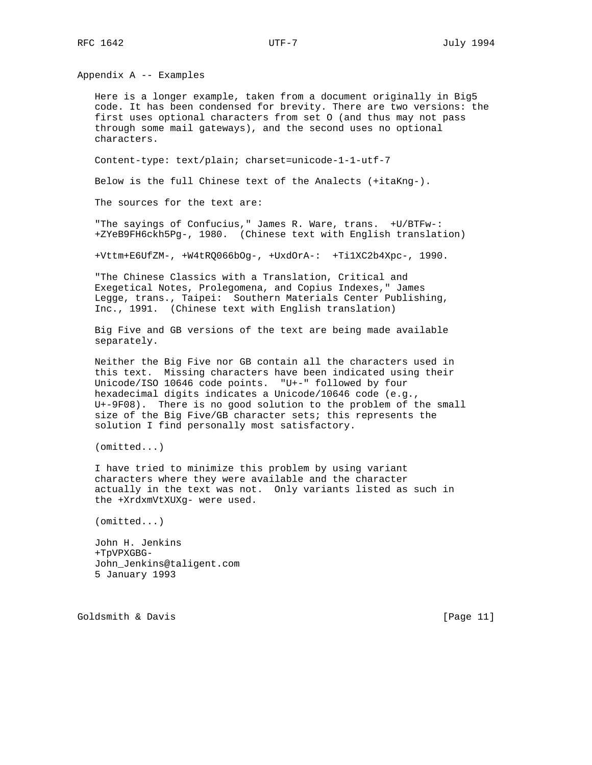## Appendix A -- Examples

Here is a longer example, taken from a document originally in Big5 code. It has been condensed for brevity. There are two versions: the first uses optional characters from set O (and thus may not pass through some mail gateways), and the second uses no optional characters.

```
Content-type: text/plain; charset=unicode-1-1-utf-7

Below is the full Chinese text of the Analects (+itaKng-).

The sources for the text are:

"The sayings of Confucius," James R. Ware, trans.  +U/BTFw-:
+ZYeB9FH6ckh5Pg-, 1980.  (Chinese text with English translation)

+Vttm+E6UfZM-, +W4tRQ066bOg-, +UxdOrA-:  +Ti1XC2b4Xpc-, 1990.

"The Chinese Classics with a Translation, Critical and
Exegetical Notes, Prolegomena, and Copius Indexes," James
Legge, trans., Taipei:  Southern Materials Center Publishing,
Inc., 1991.  (Chinese text with English translation)

Big Five and GB versions of the text are being made available
separately.

Neither the Big Five nor GB contain all the characters used in
this text.  Missing characters have been indicated using their
Unicode/ISO 10646 code points.  "U+-" followed by four
hexadecimal digits indicates a Unicode/10646 code (e.g.,
U+-9F08).  There is no good solution to the problem of the small
size of the Big Five/GB character sets; this represents the
solution I find personally most satisfactory.

(omitted...)

I have tried to minimize this problem by using variant
characters where they were available and the character
actually in the text was not.  Only variants listed as such in
the +XrdxmVtXUXg- were used.

(omitted...)

John H. Jenkins
+TpVPXGBG-
John_Jenkins@taligent.com
5 January 1993
```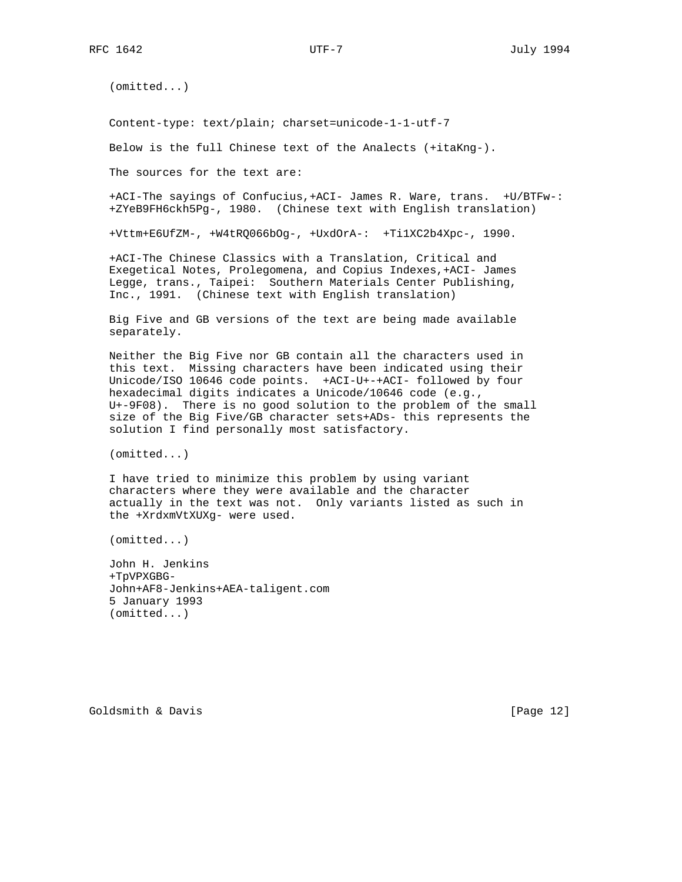(omitted...)

Content-type: text/plain; charset=unicode-1-1-utf-7

Below is the full Chinese text of the Analects (+itaKng-).

The sources for the text are:

+ACI-The sayings of Confucius,+ACI- James R. Ware, trans.  +U/BTFw-:
+ZYeB9FH6ckh5Pg-, 1980.  (Chinese text with English translation)

+Vttm+E6UfZM-, +W4tRQ066bOg-, +UxdOrA-:  +Ti1XC2b4Xpc-, 1990.

+ACI-The Chinese Classics with a Translation, Critical and
Exegetical Notes, Prolegomena, and Copius Indexes,+ACI- James
Legge, trans., Taipei:  Southern Materials Center Publishing,
Inc., 1991.  (Chinese text with English translation)

Big Five and GB versions of the text are being made available
separately.

Neither the Big Five nor GB contain all the characters used in
this text.  Missing characters have been indicated using their
Unicode/ISO 10646 code points.  +ACI-U+-+ACI- followed by four
hexadecimal digits indicates a Unicode/10646 code (e.g.,
U+-9F08).  There is no good solution to the problem of the small
size of the Big Five/GB character sets+ADs- this represents the
solution I find personally most satisfactory.

(omitted...)

I have tried to minimize this problem by using variant
characters where they were available and the character
actually in the text was not.  Only variants listed as such in
the +XrdxmVtXUXg- were used.

(omitted...)

John H. Jenkins
+TpVPXGBG-
John+AF8-Jenkins+AEA-taligent.com
5 January 1993
(omitted...)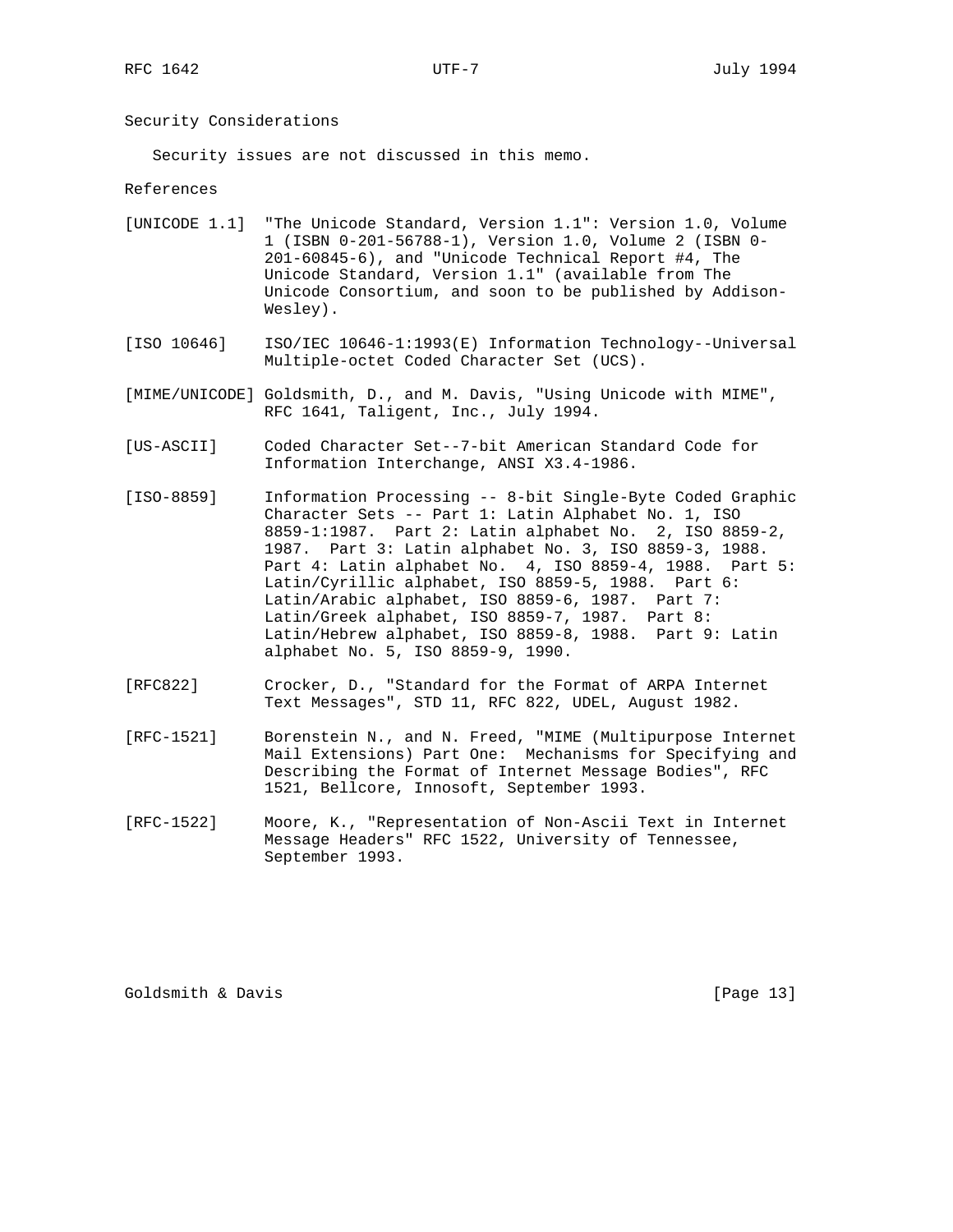## Security Considerations

Security issues are not discussed in this memo.

## References

[UNICODE 1.1] "The Unicode Standard, Version 1.1": Version 1.0, Volume 1 (ISBN 0-201-56788-1), Version 1.0, Volume 2 (ISBN 0-201-60845-6), and "Unicode Technical Report #4, The Unicode Standard, Version 1.1" (available from The Unicode Consortium, and soon to be published by Addison-Wesley).

[ISO 10646] ISO/IEC 10646-1:1993(E) Information Technology--Universal Multiple-octet Coded Character Set (UCS).

[MIME/UNICODE] Goldsmith, D., and M. Davis, "Using Unicode with MIME", RFC 1641, Taligent, Inc., July 1994.

[US-ASCII] Coded Character Set--7-bit American Standard Code for Information Interchange, ANSI X3.4-1986.

[ISO-8859] Information Processing -- 8-bit Single-Byte Coded Graphic Character Sets -- Part 1: Latin Alphabet No. 1, ISO 8859-1:1987. Part 2: Latin alphabet No. 2, ISO 8859-2, 1987. Part 3: Latin alphabet No. 3, ISO 8859-3, 1988. Part 4: Latin alphabet No. 4, ISO 8859-4, 1988. Part 5: Latin/Cyrillic alphabet, ISO 8859-5, 1988. Part 6: Latin/Arabic alphabet, ISO 8859-6, 1987. Part 7: Latin/Greek alphabet, ISO 8859-7, 1987. Part 8: Latin/Hebrew alphabet, ISO 8859-8, 1988. Part 9: Latin alphabet No. 5, ISO 8859-9, 1990.

[RFC822] Crocker, D., "Standard for the Format of ARPA Internet Text Messages", STD 11, RFC 822, UDEL, August 1982.

[RFC-1521] Borenstein N., and N. Freed, "MIME (Multipurpose Internet Mail Extensions) Part One: Mechanisms for Specifying and Describing the Format of Internet Message Bodies", RFC 1521, Bellcore, Innosoft, September 1993.

[RFC-1522] Moore, K., "Representation of Non-Ascii Text in Internet Message Headers" RFC 1522, University of Tennessee, September 1993.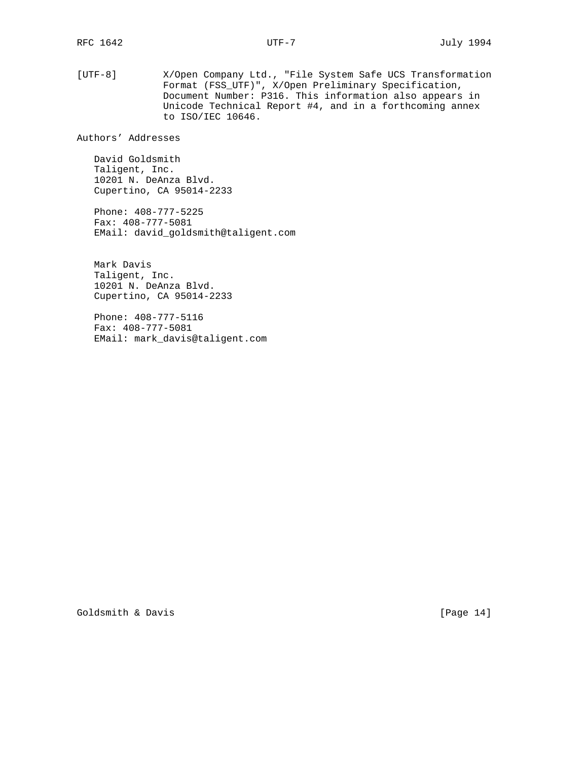[UTF-8] X/Open Company Ltd., "File System Safe UCS Transformation Format (FSS_UTF)", X/Open Preliminary Specification, Document Number: P316. This information also appears in Unicode Technical Report #4, and in a forthcoming annex to ISO/IEC 10646.

## Authors' Addresses

David Goldsmith
Taligent, Inc.
10201 N. DeAnza Blvd.
Cupertino, CA 95014-2233

Phone: 408-777-5225
Fax: 408-777-5081
EMail: david_goldsmith@taligent.com

Mark Davis
Taligent, Inc.
10201 N. DeAnza Blvd.
Cupertino, CA 95014-2233

Phone: 408-777-5116
Fax: 408-777-5081
EMail: mark_davis@taligent.com